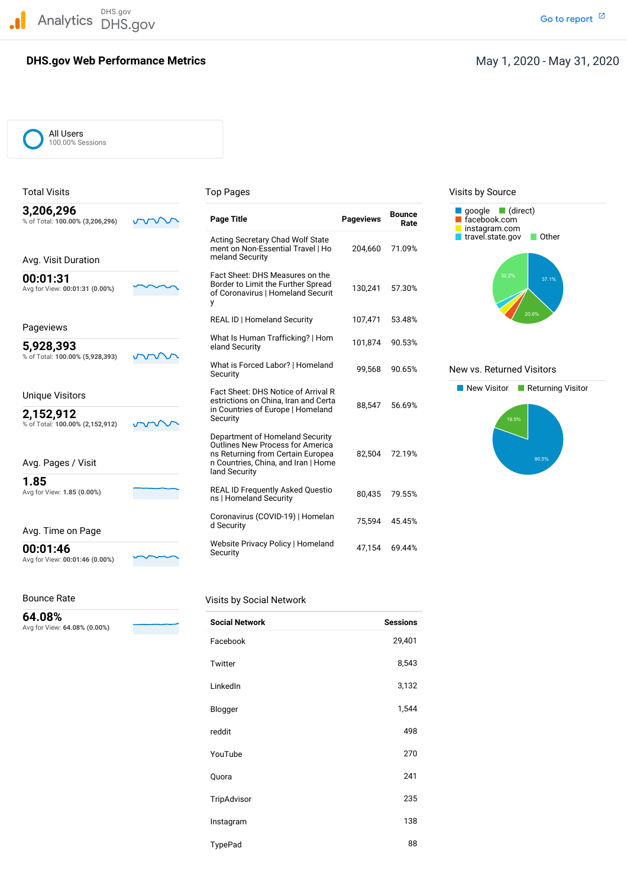Analytics DHS.gov DHS.gov

Go to report

# DHS.gov Web Performance Metrics

May 1, 2020 - May 31, 2020

All Users
100.00% Sessions

## Total Visits

**3,206,296**
% of Total: **100.00% (3,206,296)**

## Avg. Visit Duration

**00:01:31**
Avg for View: **00:01:31 (0.00%)**

## Pageviews

**5,928,393**
% of Total: **100.00% (5,928,393)**

## Unique Visitors

**2,152,912**
% of Total: **100.00% (2,152,912)**

## Avg. Pages / Visit

**1.85**
Avg for View: **1.85 (0.00%)**

## Avg. Time on Page

**00:01:46**
Avg for View: **00:01:46 (0.00%)**

## Bounce Rate

**64.08%**
Avg for View: **64.08% (0.00%)**

## Top Pages

| Page Title | Pageviews | Bounce Rate |
|---|---|---|
| Acting Secretary Chad Wolf Statement on Non-Essential Travel \| Homeland Security | 204,660 | 71.09% |
| Fact Sheet: DHS Measures on the Border to Limit the Further Spread of Coronavirus \| Homeland Security | 130,241 | 57.30% |
| REAL ID \| Homeland Security | 107,471 | 53.48% |
| What Is Human Trafficking? \| Homeland Security | 101,874 | 90.53% |
| What is Forced Labor? \| Homeland Security | 99,568 | 90.65% |
| Fact Sheet: DHS Notice of Arrival Restrictions on China, Iran and Certain Countries of Europe \| Homeland Security | 88,547 | 56.69% |
| Department of Homeland Security Outlines New Process for Americans Returning from Certain European Countries, China, and Iran \| Homeland Security | 82,504 | 72.19% |
| REAL ID Frequently Asked Questions \| Homeland Security | 80,435 | 79.55% |
| Coronavirus (COVID-19) \| Homeland Security | 75,594 | 45.45% |
| Website Privacy Policy \| Homeland Security | 47,154 | 69.44% |

## Visits by Source

google
(direct)
facebook.com
instagram.com
travel.state.gov
Other

37.1%
20.6%
32.2%

## New vs. Returned Visitors

New Visitor
Returning Visitor

80.5%
19.5%

## Visits by Social Network

| Social Network | Sessions |
|---|---|
| Facebook | 29,401 |
| Twitter | 8,543 |
| LinkedIn | 3,132 |
| Blogger | 1,544 |
| reddit | 498 |
| YouTube | 270 |
| Quora | 241 |
| TripAdvisor | 235 |
| Instagram | 138 |
| TypePad | 88 |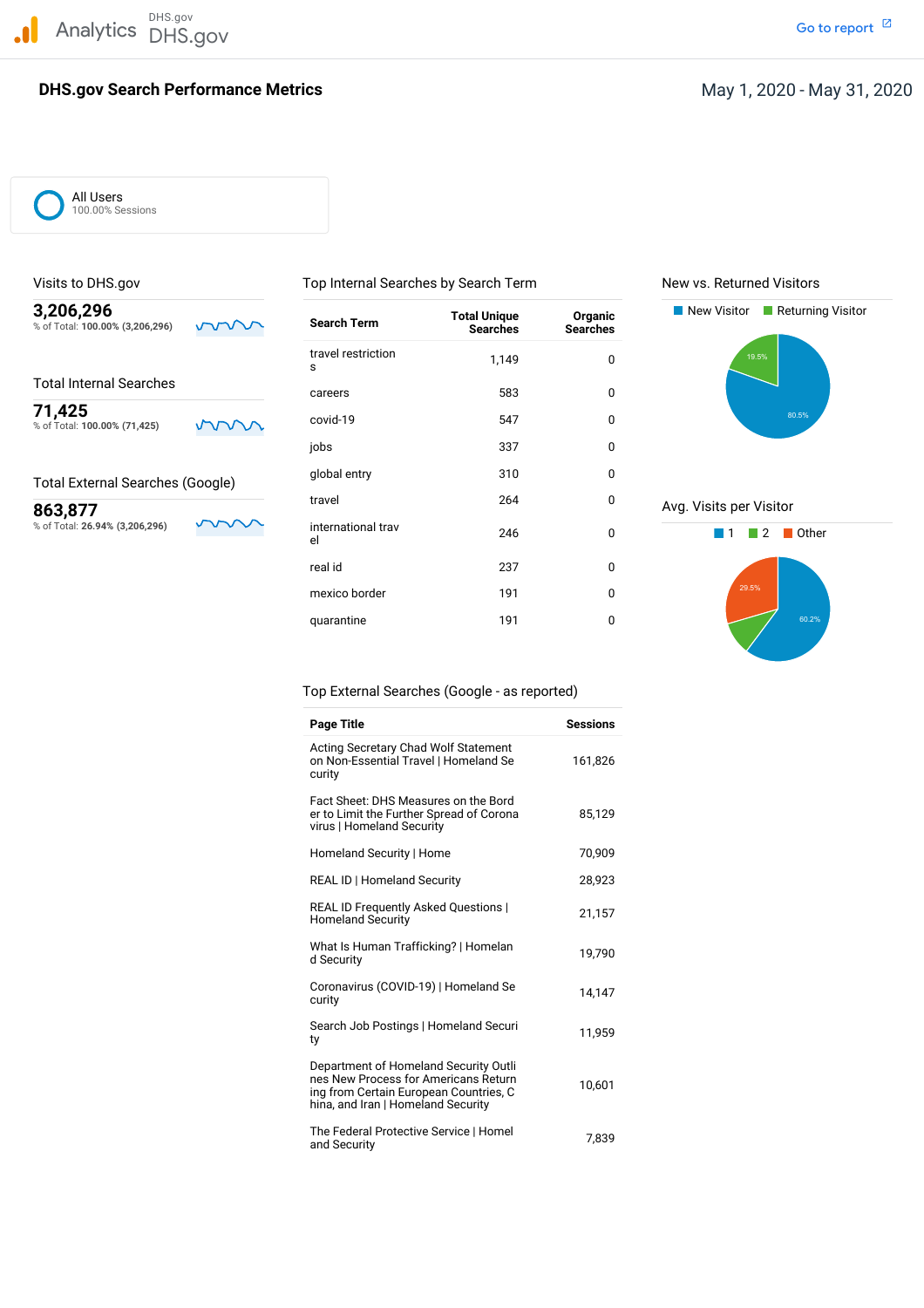Analytics DHS.gov DHS.gov

Go to report

# DHS.gov Search Performance Metrics

May 1, 2020 - May 31, 2020

All Users
100.00% Sessions

## Visits to DHS.gov

**3,206,296**
% of Total: **100.00% (3,206,296)**

## Total Internal Searches

**71,425**
% of Total: **100.00% (71,425)**

## Total External Searches (Google)

**863,877**
% of Total: **26.94% (3,206,296)**

## Top Internal Searches by Search Term

| Search Term | Total Unique Searches | Organic Searches |
|---|---|---|
| travel restrictions | 1,149 | 0 |
| careers | 583 | 0 |
| covid-19 | 547 | 0 |
| jobs | 337 | 0 |
| global entry | 310 | 0 |
| travel | 264 | 0 |
| international travel | 246 | 0 |
| real id | 237 | 0 |
| mexico border | 191 | 0 |
| quarantine | 191 | 0 |

## New vs. Returned Visitors

New Visitor
Returning Visitor
19.5%
80.5%

## Avg. Visits per Visitor

1
2
Other
29.5%
60.2%

## Top External Searches (Google - as reported)

| Page Title | Sessions |
|---|---|
| Acting Secretary Chad Wolf Statement on Non-Essential Travel \| Homeland Security | 161,826 |
| Fact Sheet: DHS Measures on the Border to Limit the Further Spread of Coronavirus \| Homeland Security | 85,129 |
| Homeland Security \| Home | 70,909 |
| REAL ID \| Homeland Security | 28,923 |
| REAL ID Frequently Asked Questions \| Homeland Security | 21,157 |
| What Is Human Trafficking? \| Homeland Security | 19,790 |
| Coronavirus (COVID-19) \| Homeland Security | 14,147 |
| Search Job Postings \| Homeland Security | 11,959 |
| Department of Homeland Security Outlines New Process for Americans Returning from Certain European Countries, China, and Iran \| Homeland Security | 10,601 |
| The Federal Protective Service \| Homeland Security | 7,839 |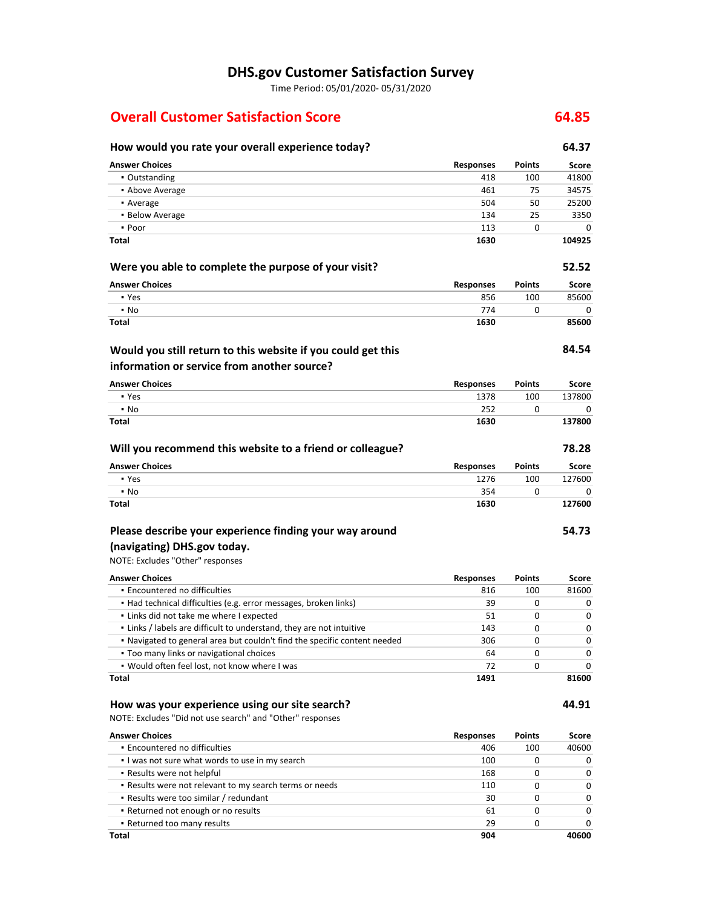# DHS.gov Customer Satisfaction Survey

Time Period: 05/01/2020- 05/31/2020

## Overall Customer Satisfaction Score 64.85

### How would you rate your overall experience today? 64.37

| Answer Choices | Responses | Points | Score |
|---|---|---|---|
| ▪ Outstanding | 418 | 100 | 41800 |
| ▪ Above Average | 461 | 75 | 34575 |
| ▪ Average | 504 | 50 | 25200 |
| ▪ Below Average | 134 | 25 | 3350 |
| ▪ Poor | 113 | 0 | 0 |
| **Total** | **1630** | | **104925** |

### Were you able to complete the purpose of your visit? 52.52

| Answer Choices | Responses | Points | Score |
|---|---|---|---|
| ▪ Yes | 856 | 100 | 85600 |
| ▪ No | 774 | 0 | 0 |
| **Total** | **1630** | | **85600** |

### Would you still return to this website if you could get this information or service from another source? 84.54

| Answer Choices | Responses | Points | Score |
|---|---|---|---|
| ▪ Yes | 1378 | 100 | 137800 |
| ▪ No | 252 | 0 | 0 |
| **Total** | **1630** | | **137800** |

### Will you recommend this website to a friend or colleague? 78.28

| Answer Choices | Responses | Points | Score |
|---|---|---|---|
| ▪ Yes | 1276 | 100 | 127600 |
| ▪ No | 354 | 0 | 0 |
| **Total** | **1630** | | **127600** |

### Please describe your experience finding your way around (navigating) DHS.gov today. 54.73

NOTE: Excludes "Other" responses

| Answer Choices | Responses | Points | Score |
|---|---|---|---|
| ▪ Encountered no difficulties | 816 | 100 | 81600 |
| ▪ Had technical difficulties (e.g. error messages, broken links) | 39 | 0 | 0 |
| ▪ Links did not take me where I expected | 51 | 0 | 0 |
| ▪ Links / labels are difficult to understand, they are not intuitive | 143 | 0 | 0 |
| ▪ Navigated to general area but couldn't find the specific content needed | 306 | 0 | 0 |
| ▪ Too many links or navigational choices | 64 | 0 | 0 |
| ▪ Would often feel lost, not know where I was | 72 | 0 | 0 |
| **Total** | **1491** | | **81600** |

### How was your experience using our site search? 44.91

NOTE: Excludes "Did not use search" and "Other" responses

| Answer Choices | Responses | Points | Score |
|---|---|---|---|
| ▪ Encountered no difficulties | 406 | 100 | 40600 |
| ▪ I was not sure what words to use in my search | 100 | 0 | 0 |
| ▪ Results were not helpful | 168 | 0 | 0 |
| ▪ Results were not relevant to my search terms or needs | 110 | 0 | 0 |
| ▪ Results were too similar / redundant | 30 | 0 | 0 |
| ▪ Returned not enough or no results | 61 | 0 | 0 |
| ▪ Returned too many results | 29 | 0 | 0 |
| **Total** | **904** | | **40600** |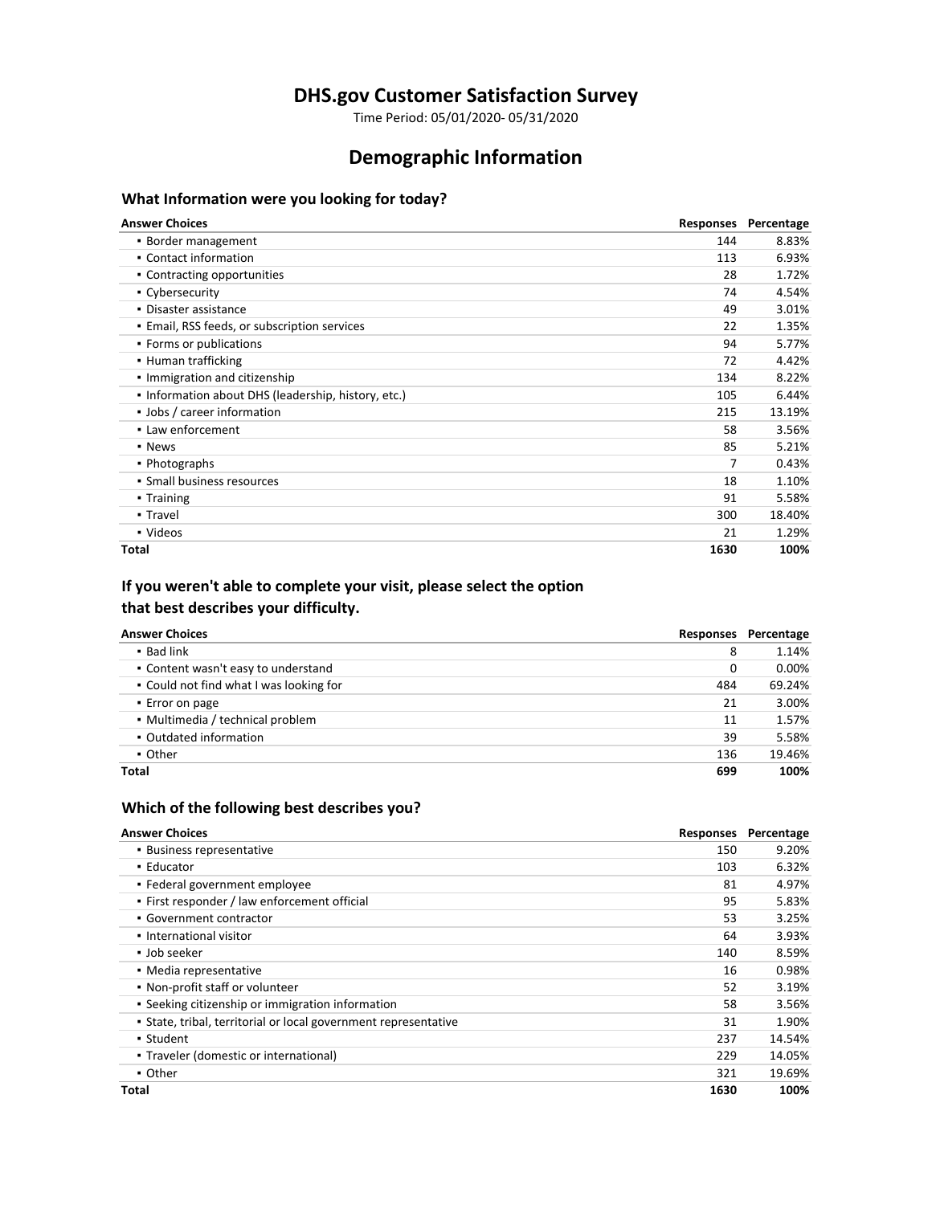# DHS.gov Customer Satisfaction Survey

Time Period: 05/01/2020- 05/31/2020

## Demographic Information

### What Information were you looking for today?

| Answer Choices | Responses | Percentage |
|---|---|---|
| ▪ Border management | 144 | 8.83% |
| ▪ Contact information | 113 | 6.93% |
| ▪ Contracting opportunities | 28 | 1.72% |
| ▪ Cybersecurity | 74 | 4.54% |
| ▪ Disaster assistance | 49 | 3.01% |
| ▪ Email, RSS feeds, or subscription services | 22 | 1.35% |
| ▪ Forms or publications | 94 | 5.77% |
| ▪ Human trafficking | 72 | 4.42% |
| ▪ Immigration and citizenship | 134 | 8.22% |
| ▪ Information about DHS (leadership, history, etc.) | 105 | 6.44% |
| ▪ Jobs / career information | 215 | 13.19% |
| ▪ Law enforcement | 58 | 3.56% |
| ▪ News | 85 | 5.21% |
| ▪ Photographs | 7 | 0.43% |
| ▪ Small business resources | 18 | 1.10% |
| ▪ Training | 91 | 5.58% |
| ▪ Travel | 300 | 18.40% |
| ▪ Videos | 21 | 1.29% |
| **Total** | **1630** | **100%** |

### If you weren't able to complete your visit, please select the option that best describes your difficulty.

| Answer Choices | Responses | Percentage |
|---|---|---|
| ▪ Bad link | 8 | 1.14% |
| ▪ Content wasn't easy to understand | 0 | 0.00% |
| ▪ Could not find what I was looking for | 484 | 69.24% |
| ▪ Error on page | 21 | 3.00% |
| ▪ Multimedia / technical problem | 11 | 1.57% |
| ▪ Outdated information | 39 | 5.58% |
| ▪ Other | 136 | 19.46% |
| **Total** | **699** | **100%** |

### Which of the following best describes you?

| Answer Choices | Responses | Percentage |
|---|---|---|
| ▪ Business representative | 150 | 9.20% |
| ▪ Educator | 103 | 6.32% |
| ▪ Federal government employee | 81 | 4.97% |
| ▪ First responder / law enforcement official | 95 | 5.83% |
| ▪ Government contractor | 53 | 3.25% |
| ▪ International visitor | 64 | 3.93% |
| ▪ Job seeker | 140 | 8.59% |
| ▪ Media representative | 16 | 0.98% |
| ▪ Non-profit staff or volunteer | 52 | 3.19% |
| ▪ Seeking citizenship or immigration information | 58 | 3.56% |
| ▪ State, tribal, territorial or local government representative | 31 | 1.90% |
| ▪ Student | 237 | 14.54% |
| ▪ Traveler (domestic or international) | 229 | 14.05% |
| ▪ Other | 321 | 19.69% |
| **Total** | **1630** | **100%** |